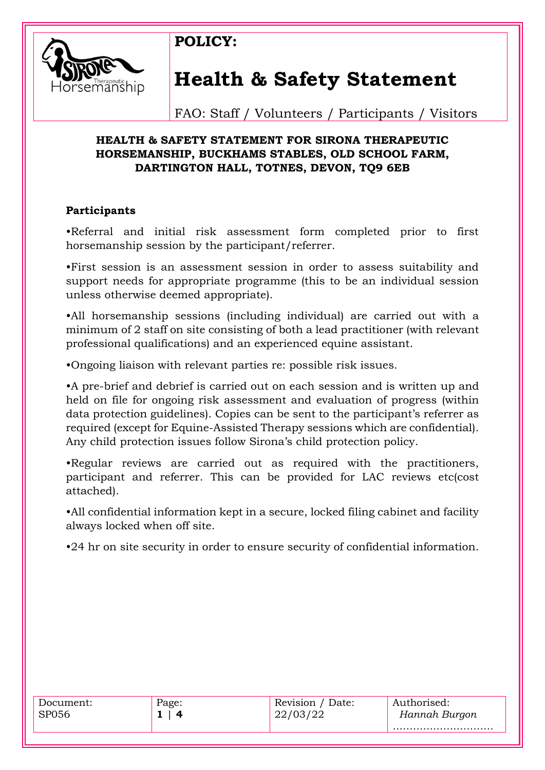**POLICY:**

# Health & Safety Statement

FAO: Staff / Volunteers / Participants / Visitors

**HEALTH & SAFETY STATEMENT FOR SIRONA THERAPEUTIC HORSEMANSHIP, BUCKHAMS STABLES, OLD SCHOOL FARM, DARTINGTON HALL, TOTNES, DEVON, TQ9 6EB**

**Participants**

•Referral and initial risk assessment form completed prior to first horsemanship session by the participant/referrer.

•First session is an assessment session in order to assess suitability and support needs for appropriate programme (this to be an individual session unless otherwise deemed appropriate).

•All horsemanship sessions (including individual) are carried out with a minimum of 2 staff on site consisting of both a lead practitioner (with relevant professional qualifications) and an experienced equine assistant.

•Ongoing liaison with relevant parties re: possible risk issues.

•A pre-brief and debrief is carried out on each session and is written up and held on file for ongoing risk assessment and evaluation of progress (within data protection guidelines). Copies can be sent to the participant's referrer as required (except for Equine-Assisted Therapy sessions which are confidential). Any child protection issues follow Sirona's child protection policy.

•Regular reviews are carried out as required with the practitioners, participant and referrer. This can be provided for LAC reviews etc(cost attached).

•All confidential information kept in a secure, locked filing cabinet and facility always locked when off site.

•24 hr on site security in order to ensure security of confidential information.

| Document: SP056 | Page: 1 \| 4 | Revision / Date: 22/03/22 | Authorised: *Hannah Burgon* |
|---|---|---|---|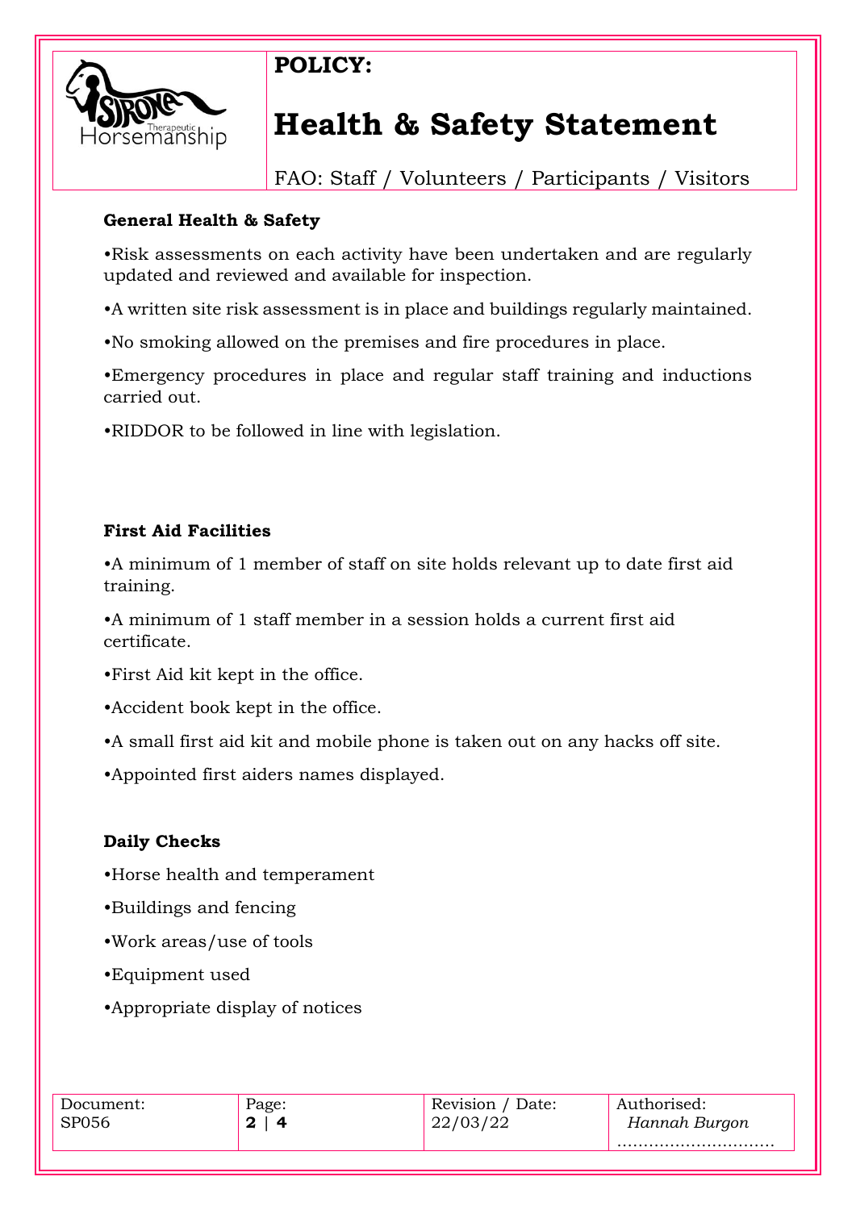**POLICY:**

# Health & Safety Statement

FAO: Staff / Volunteers / Participants / Visitors

### General Health & Safety

•Risk assessments on each activity have been undertaken and are regularly updated and reviewed and available for inspection.

•A written site risk assessment is in place and buildings regularly maintained.

•No smoking allowed on the premises and fire procedures in place.

•Emergency procedures in place and regular staff training and inductions carried out.

•RIDDOR to be followed in line with legislation.

### First Aid Facilities

•A minimum of 1 member of staff on site holds relevant up to date first aid training.

•A minimum of 1 staff member in a session holds a current first aid certificate.

•First Aid kit kept in the office.

•Accident book kept in the office.

•A small first aid kit and mobile phone is taken out on any hacks off site.

•Appointed first aiders names displayed.

### Daily Checks

•Horse health and temperament

•Buildings and fencing

•Work areas/use of tools

•Equipment used

•Appropriate display of notices

| Document: | Page: | Revision / Date: | Authorised: |
|---|---|---|---|
| SP056 | **2 \| 4** | 22/03/22 | *Hannah Burgon* ………………………… |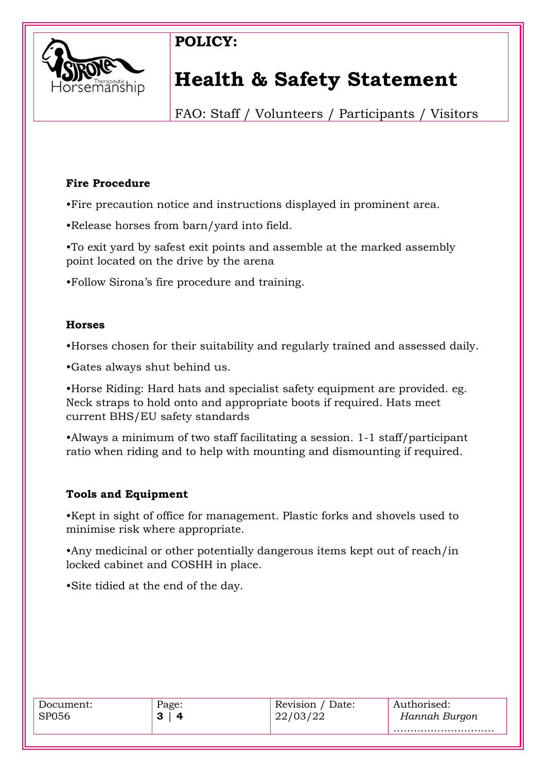**POLICY:**

# Health & Safety Statement

FAO: Staff / Volunteers / Participants / Visitors

**Fire Procedure**

•Fire precaution notice and instructions displayed in prominent area.

•Release horses from barn/yard into field.

•To exit yard by safest exit points and assemble at the marked assembly point located on the drive by the arena

•Follow Sirona's fire procedure and training.

**Horses**

•Horses chosen for their suitability and regularly trained and assessed daily.

•Gates always shut behind us.

•Horse Riding: Hard hats and specialist safety equipment are provided. eg. Neck straps to hold onto and appropriate boots if required. Hats meet current BHS/EU safety standards

•Always a minimum of two staff facilitating a session. 1-1 staff/participant ratio when riding and to help with mounting and dismounting if required.

**Tools and Equipment**

•Kept in sight of office for management. Plastic forks and shovels used to minimise risk where appropriate.

•Any medicinal or other potentially dangerous items kept out of reach/in locked cabinet and COSHH in place.

•Site tidied at the end of the day.

| Document: | Page: | Revision / Date: | Authorised: |
|---|---|---|---|
| SP056 | **3** \| **4** | 22/03/22 | *Hannah Burgon* ………………………. |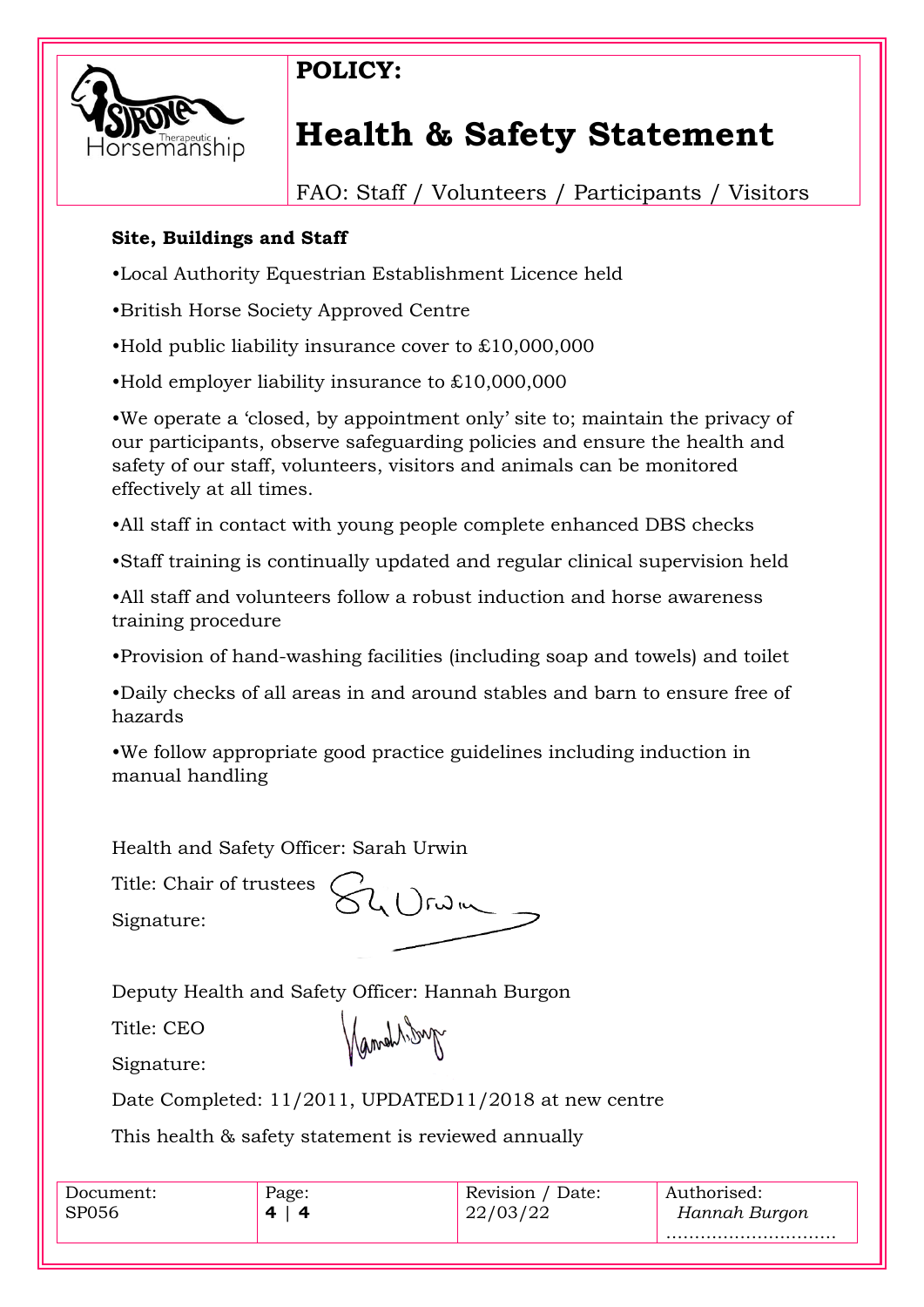**POLICY:**

# Health & Safety Statement

FAO: Staff / Volunteers / Participants / Visitors

**Site, Buildings and Staff**

•Local Authority Equestrian Establishment Licence held

•British Horse Society Approved Centre

•Hold public liability insurance cover to £10,000,000

•Hold employer liability insurance to £10,000,000

•We operate a 'closed, by appointment only' site to; maintain the privacy of our participants, observe safeguarding policies and ensure the health and safety of our staff, volunteers, visitors and animals can be monitored effectively at all times.

•All staff in contact with young people complete enhanced DBS checks

•Staff training is continually updated and regular clinical supervision held

•All staff and volunteers follow a robust induction and horse awareness training procedure

•Provision of hand-washing facilities (including soap and towels) and toilet

•Daily checks of all areas in and around stables and barn to ensure free of hazards

•We follow appropriate good practice guidelines including induction in manual handling

Health and Safety Officer: Sarah Urwin

Title: Chair of trustees

Signature:

Deputy Health and Safety Officer: Hannah Burgon

Title: CEO

Signature:

Date Completed: 11/2011, UPDATED11/2018 at new centre

This health & safety statement is reviewed annually

| Document: | Page: | Revision / Date: | Authorised: |
|---|---|---|---|
| SP056 | **4 \| 4** | 22/03/22 | *Hannah Burgon* ………………………… |